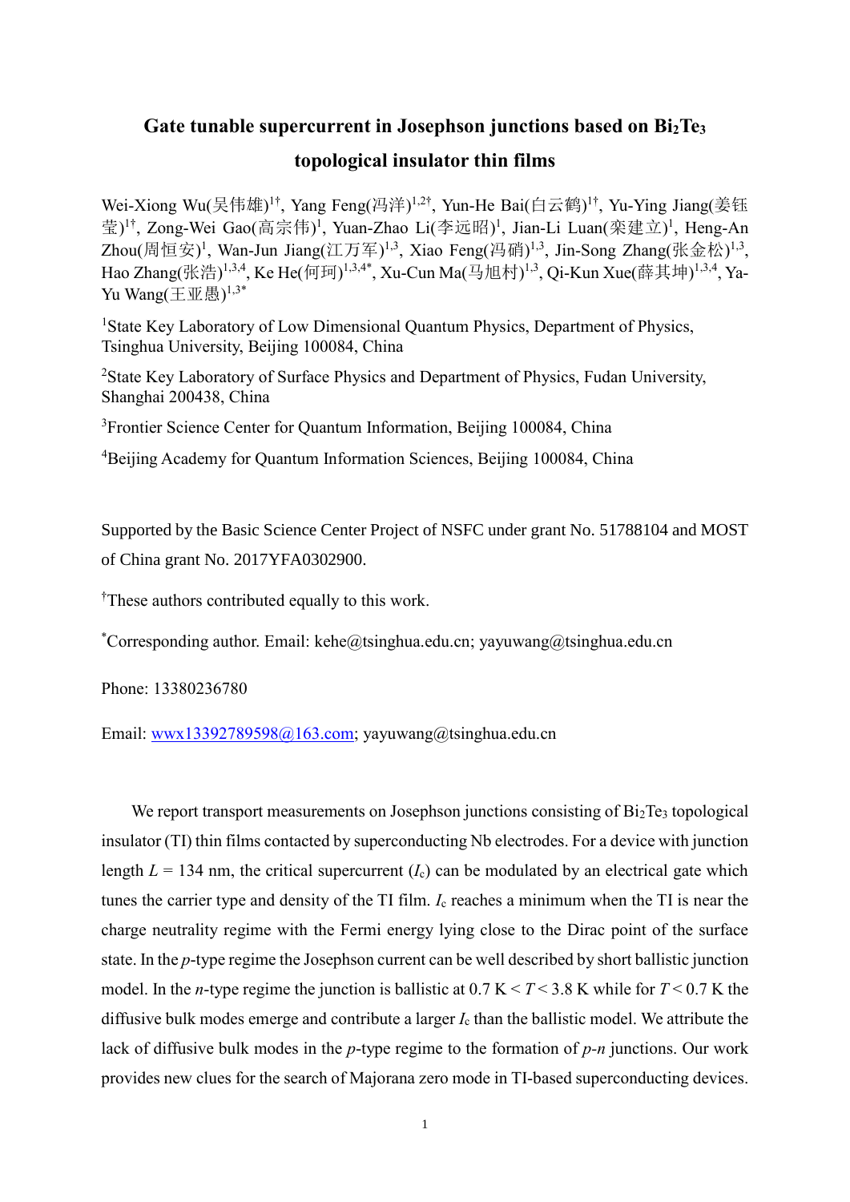# Gate tunable supercurrent in Josephson junctions based on $Bi_2Te_3$ topological insulator thin films

Wei-Xiong Wu(吴伟雄)[1†], Yang Feng(冯洋)[1,2†], Yun-He Bai(白云鹤)[1†], Yu-Ying Jiang(姜钰莹)[1†], Zong-Wei Gao(高宗伟)[1], Yuan-Zhao Li(李远昭)[1], Jian-Li Luan(栾建立)[1], Heng-An Zhou(周恒安)[1], Wan-Jun Jiang(江万军)[1,3], Xiao Feng(冯硝)[1,3], Jin-Song Zhang(张金松)[1,3], Hao Zhang(张浩)[1,3,4], Ke He(何珂)[1,3,4*], Xu-Cun Ma(马旭村)[1,3], Qi-Kun Xue(薛其坤)[1,3,4], Ya-Yu Wang(王亚愚)[1,3*]

[1]State Key Laboratory of Low Dimensional Quantum Physics, Department of Physics, Tsinghua University, Beijing 100084, China

[2]State Key Laboratory of Surface Physics and Department of Physics, Fudan University, Shanghai 200438, China

[3]Frontier Science Center for Quantum Information, Beijing 100084, China

[4]Beijing Academy for Quantum Information Sciences, Beijing 100084, China

Supported by the Basic Science Center Project of NSFC under grant No. 51788104 and MOST of China grant No. 2017YFA0302900.

[†]These authors contributed equally to this work.

[*]Corresponding author. Email: kehe@tsinghua.edu.cn; yayuwang@tsinghua.edu.cn

Phone: 13380236780

Email: wwx13392789598@163.com; yayuwang@tsinghua.edu.cn

We report transport measurements on Josephson junctions consisting of $Bi_2Te_3$ topological insulator (TI) thin films contacted by superconducting Nb electrodes. For a device with junction length $L$ = 134 nm, the critical supercurrent ($I_c$) can be modulated by an electrical gate which tunes the carrier type and density of the TI film. $I_c$ reaches a minimum when the TI is near the charge neutrality regime with the Fermi energy lying close to the Dirac point of the surface state. In the *p*-type regime the Josephson current can be well described by short ballistic junction model. In the *n*-type regime the junction is ballistic at 0.7 K < $T$ < 3.8 K while for $T$ < 0.7 K the diffusive bulk modes emerge and contribute a larger $I_c$ than the ballistic model. We attribute the lack of diffusive bulk modes in the *p*-type regime to the formation of *p*-*n* junctions. Our work provides new clues for the search of Majorana zero mode in TI-based superconducting devices.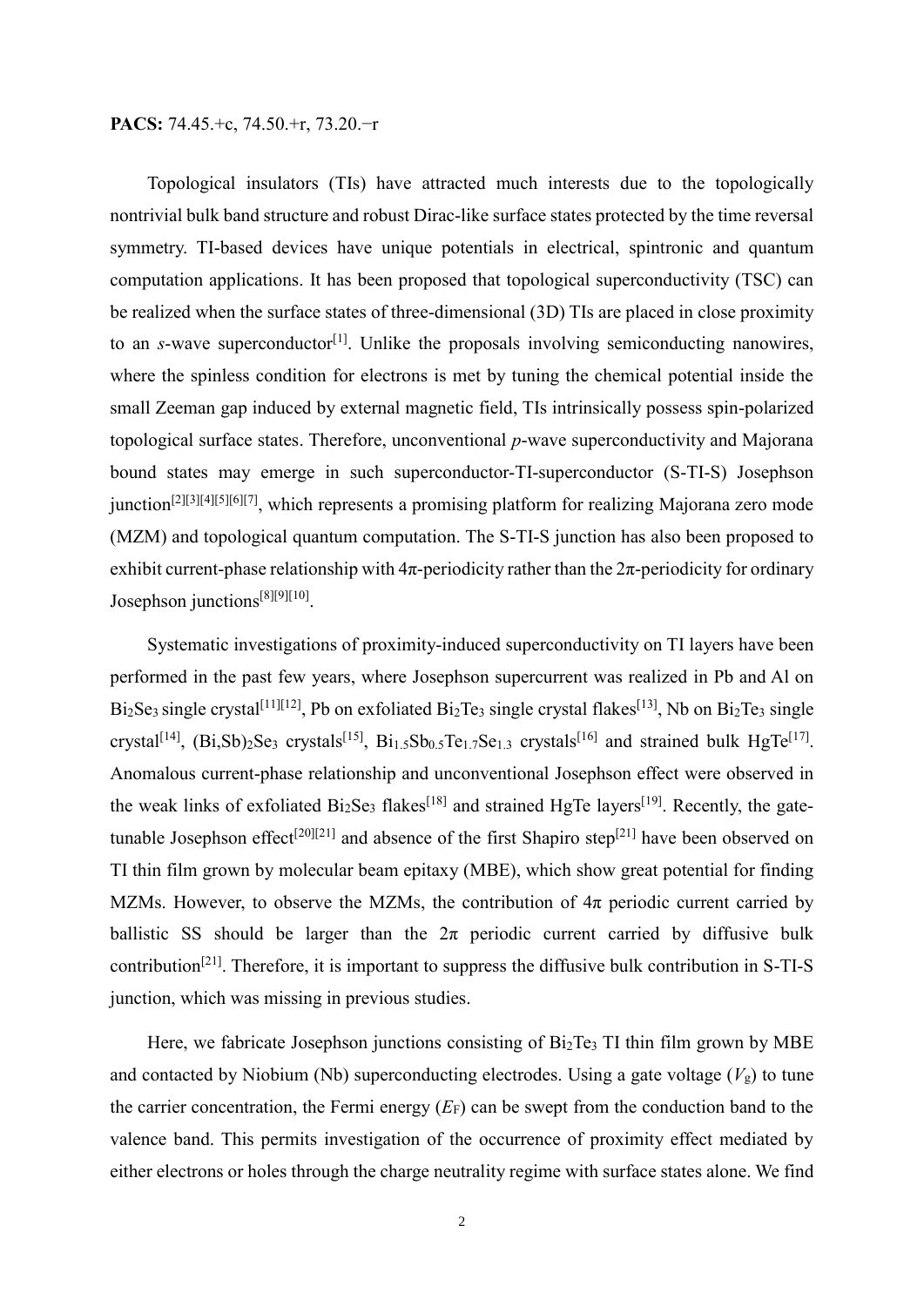**PACS:** 74.45.+c, 74.50.+r, 73.20.−r

Topological insulators (TIs) have attracted much interests due to the topologically nontrivial bulk band structure and robust Dirac-like surface states protected by the time reversal symmetry. TI-based devices have unique potentials in electrical, spintronic and quantum computation applications. It has been proposed that topological superconductivity (TSC) can be realized when the surface states of three-dimensional (3D) TIs are placed in close proximity to an *s*-wave superconductor[1]. Unlike the proposals involving semiconducting nanowires, where the spinless condition for electrons is met by tuning the chemical potential inside the small Zeeman gap induced by external magnetic field, TIs intrinsically possess spin-polarized topological surface states. Therefore, unconventional *p*-wave superconductivity and Majorana bound states may emerge in such superconductor-TI-superconductor (S-TI-S) Josephson junction[2][3][4][5][6][7], which represents a promising platform for realizing Majorana zero mode (MZM) and topological quantum computation. The S-TI-S junction has also been proposed to exhibit current-phase relationship with $4\pi$-periodicity rather than the $2\pi$-periodicity for ordinary Josephson junctions[8][9][10].

Systematic investigations of proximity-induced superconductivity on TI layers have been performed in the past few years, where Josephson supercurrent was realized in Pb and Al on $Bi_2Se_3$ single crystal[11][12], Pb on exfoliated $Bi_2Te_3$ single crystal flakes[13], Nb on $Bi_2Te_3$ single crystal[14], $(Bi,Sb)_2Se_3$ crystals[15], $Bi_{1.5}Sb_{0.5}Te_{1.7}Se_{1.3}$ crystals[16] and strained bulk HgTe[17]. Anomalous current-phase relationship and unconventional Josephson effect were observed in the weak links of exfoliated $Bi_2Se_3$ flakes[18] and strained HgTe layers[19]. Recently, the gate-tunable Josephson effect[20][21] and absence of the first Shapiro step[21] have been observed on TI thin film grown by molecular beam epitaxy (MBE), which show great potential for finding MZMs. However, to observe the MZMs, the contribution of $4\pi$ periodic current carried by ballistic SS should be larger than the $2\pi$ periodic current carried by diffusive bulk contribution[21]. Therefore, it is important to suppress the diffusive bulk contribution in S-TI-S junction, which was missing in previous studies.

Here, we fabricate Josephson junctions consisting of $Bi_2Te_3$ TI thin film grown by MBE and contacted by Niobium (Nb) superconducting electrodes. Using a gate voltage ($V_g$) to tune the carrier concentration, the Fermi energy ($E_F$) can be swept from the conduction band to the valence band. This permits investigation of the occurrence of proximity effect mediated by either electrons or holes through the charge neutrality regime with surface states alone. We find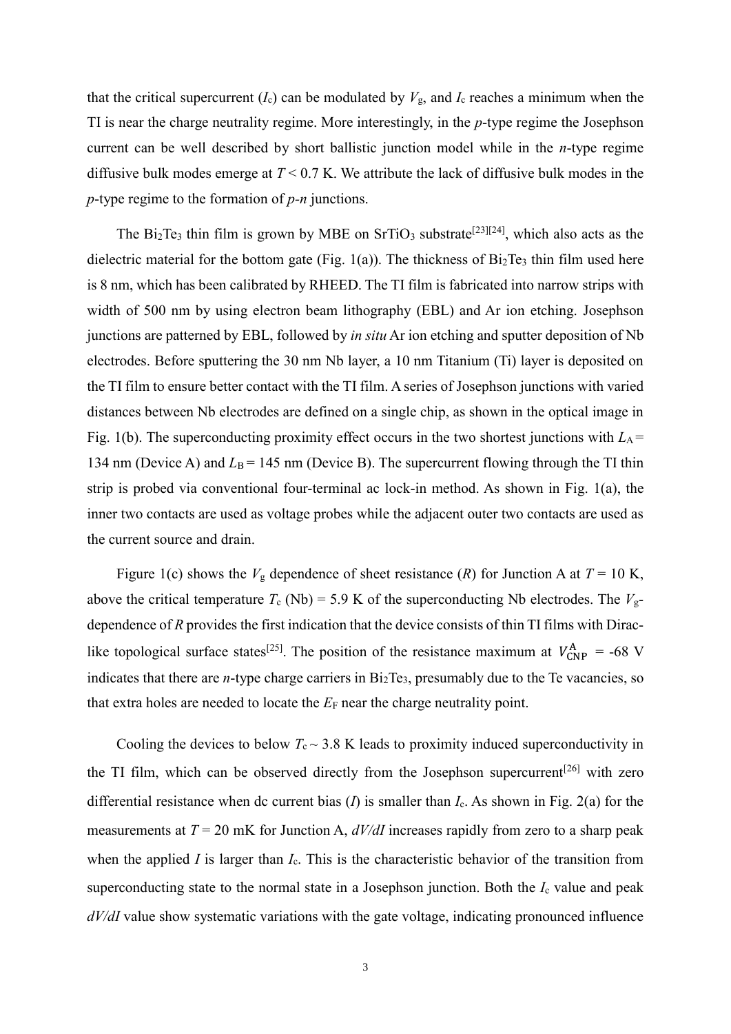that the critical supercurrent ($I_c$) can be modulated by $V_g$, and $I_c$ reaches a minimum when the TI is near the charge neutrality regime. More interestingly, in the *p*-type regime the Josephson current can be well described by short ballistic junction model while in the *n*-type regime diffusive bulk modes emerge at $T < 0.7$ K. We attribute the lack of diffusive bulk modes in the *p*-type regime to the formation of *p*-*n* junctions.

The $Bi_2Te_3$ thin film is grown by MBE on $SrTiO_3$ substrate[23][24], which also acts as the dielectric material for the bottom gate (Fig. 1(a)). The thickness of $Bi_2Te_3$ thin film used here is 8 nm, which has been calibrated by RHEED. The TI film is fabricated into narrow strips with width of 500 nm by using electron beam lithography (EBL) and Ar ion etching. Josephson junctions are patterned by EBL, followed by *in situ* Ar ion etching and sputter deposition of Nb electrodes. Before sputtering the 30 nm Nb layer, a 10 nm Titanium (Ti) layer is deposited on the TI film to ensure better contact with the TI film. A series of Josephson junctions with varied distances between Nb electrodes are defined on a single chip, as shown in the optical image in Fig. 1(b). The superconducting proximity effect occurs in the two shortest junctions with $L_A$ = 134 nm (Device A) and $L_B$ = 145 nm (Device B). The supercurrent flowing through the TI thin strip is probed via conventional four-terminal ac lock-in method. As shown in Fig. 1(a), the inner two contacts are used as voltage probes while the adjacent outer two contacts are used as the current source and drain.

Figure 1(c) shows the $V_g$ dependence of sheet resistance ($R$) for Junction A at $T$ = 10 K, above the critical temperature $T_c$ (Nb) = 5.9 K of the superconducting Nb electrodes. The $V_g$-dependence of $R$ provides the first indication that the device consists of thin TI films with Dirac-like topological surface states[25]. The position of the resistance maximum at $V_{\mathrm{CNP}}^{\mathrm{A}}$ = -68 V indicates that there are *n*-type charge carriers in $Bi_2Te_3$, presumably due to the Te vacancies, so that extra holes are needed to locate the $E_F$ near the charge neutrality point.

Cooling the devices to below $T_c \sim 3.8$ K leads to proximity induced superconductivity in the TI film, which can be observed directly from the Josephson supercurrent[26] with zero differential resistance when dc current bias ($I$) is smaller than $I_c$. As shown in Fig. 2(a) for the measurements at $T$ = 20 mK for Junction A, $dV/dI$ increases rapidly from zero to a sharp peak when the applied $I$ is larger than $I_c$. This is the characteristic behavior of the transition from superconducting state to the normal state in a Josephson junction. Both the $I_c$ value and peak $dV/dI$ value show systematic variations with the gate voltage, indicating pronounced influence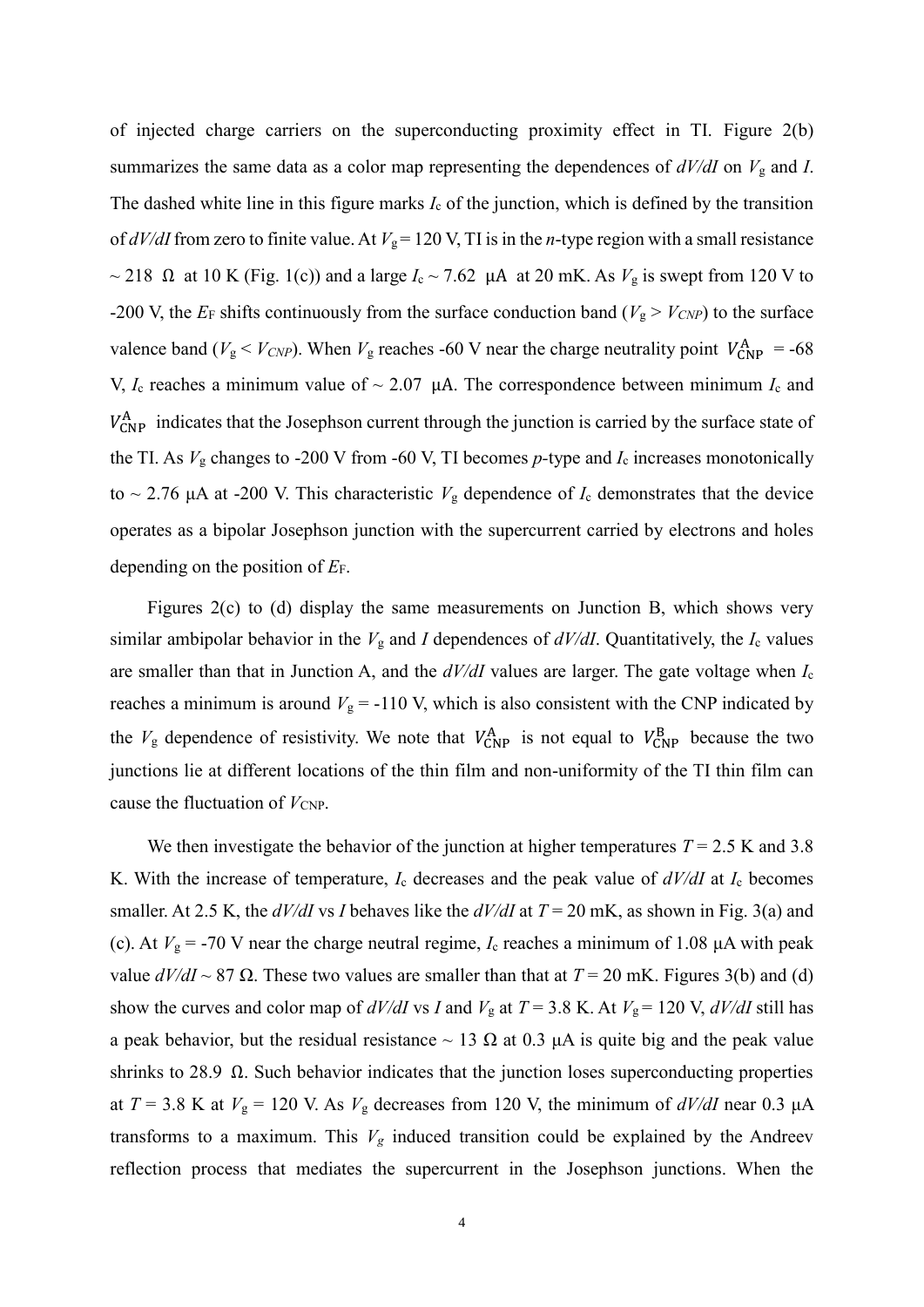of injected charge carriers on the superconducting proximity effect in TI. Figure 2(b) summarizes the same data as a color map representing the dependences of *dV/dI* on $V_g$ and *I*. The dashed white line in this figure marks $I_c$ of the junction, which is defined by the transition of *dV/dI* from zero to finite value. At $V_g = 120$ V, TI is in the *n*-type region with a small resistance ~ 218 Ω at 10 K (Fig. 1(c)) and a large $I_c$ ~ 7.62 μA at 20 mK. As $V_g$ is swept from 120 V to -200 V, the $E_F$ shifts continuously from the surface conduction band ($V_g > V_{CNP}$) to the surface valence band ($V_g < V_{CNP}$). When $V_g$ reaches -60 V near the charge neutrality point $V_{\mathrm{CNP}}^{\mathrm{A}}$ = -68 V, $I_c$ reaches a minimum value of ~ 2.07 μA. The correspondence between minimum $I_c$ and $V_{\mathrm{CNP}}^{\mathrm{A}}$ indicates that the Josephson current through the junction is carried by the surface state of the TI. As $V_g$ changes to -200 V from -60 V, TI becomes *p*-type and $I_c$ increases monotonically to ~ 2.76 μA at -200 V. This characteristic $V_g$ dependence of $I_c$ demonstrates that the device operates as a bipolar Josephson junction with the supercurrent carried by electrons and holes depending on the position of $E_F$.

Figures 2(c) to (d) display the same measurements on Junction B, which shows very similar ambipolar behavior in the $V_g$ and *I* dependences of *dV/dI*. Quantitatively, the $I_c$ values are smaller than that in Junction A, and the *dV/dI* values are larger. The gate voltage when $I_c$ reaches a minimum is around $V_g$ = -110 V, which is also consistent with the CNP indicated by the $V_g$ dependence of resistivity. We note that $V_{\mathrm{CNP}}^{\mathrm{A}}$ is not equal to $V_{\mathrm{CNP}}^{\mathrm{B}}$ because the two junctions lie at different locations of the thin film and non-uniformity of the TI thin film can cause the fluctuation of $V_{\mathrm{CNP}}$.

We then investigate the behavior of the junction at higher temperatures $T$ = 2.5 K and 3.8 K. With the increase of temperature, $I_c$ decreases and the peak value of *dV/dI* at $I_c$ becomes smaller. At 2.5 K, the *dV/dI* vs *I* behaves like the *dV/dI* at $T$ = 20 mK, as shown in Fig. 3(a) and (c). At $V_g$ = -70 V near the charge neutral regime, $I_c$ reaches a minimum of 1.08 μA with peak value *dV/dI* ~ 87 Ω. These two values are smaller than that at $T$ = 20 mK. Figures 3(b) and (d) show the curves and color map of *dV/dI* vs *I* and $V_g$ at $T$ = 3.8 K. At $V_g$ = 120 V, *dV/dI* still has a peak behavior, but the residual resistance ~ 13 Ω at 0.3 μA is quite big and the peak value shrinks to 28.9 Ω. Such behavior indicates that the junction loses superconducting properties at $T$ = 3.8 K at $V_g$ = 120 V. As $V_g$ decreases from 120 V, the minimum of *dV/dI* near 0.3 μA transforms to a maximum. This $V_g$ induced transition could be explained by the Andreev reflection process that mediates the supercurrent in the Josephson junctions. When the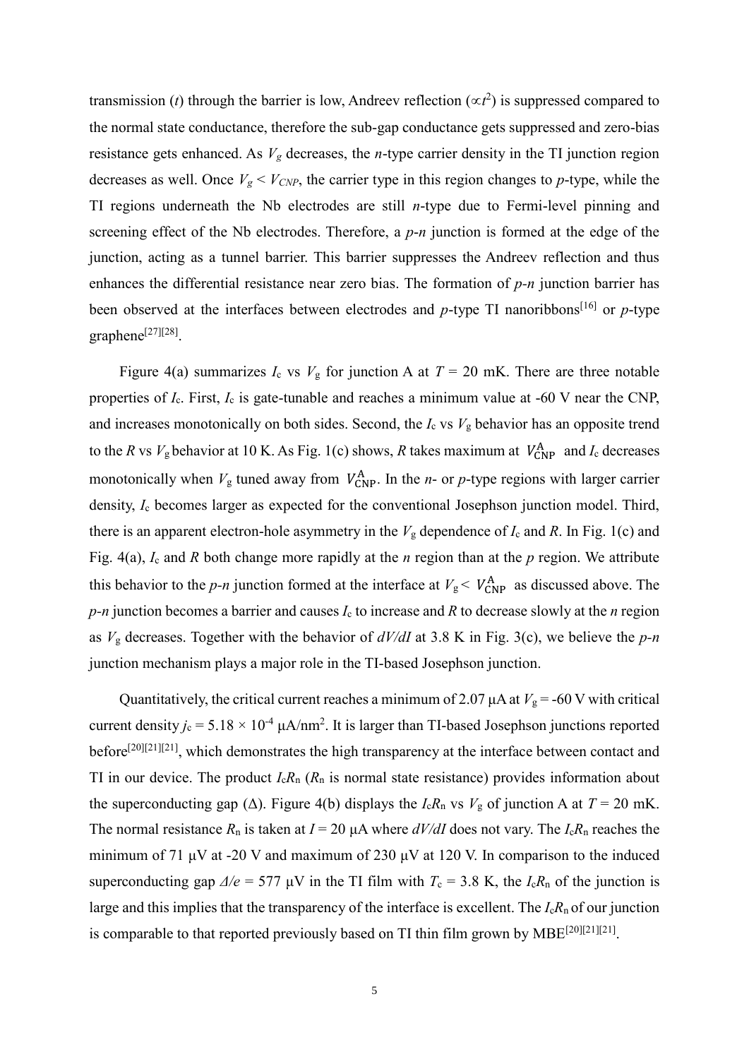transmission ($t$) through the barrier is low, Andreev reflection ($\propto t^2$) is suppressed compared to the normal state conductance, therefore the sub-gap conductance gets suppressed and zero-bias resistance gets enhanced. As $V_g$ decreases, the $n$-type carrier density in the TI junction region decreases as well. Once $V_g < V_{CNP}$, the carrier type in this region changes to $p$-type, while the TI regions underneath the Nb electrodes are still $n$-type due to Fermi-level pinning and screening effect of the Nb electrodes. Therefore, a $p$-$n$ junction is formed at the edge of the junction, acting as a tunnel barrier. This barrier suppresses the Andreev reflection and thus enhances the differential resistance near zero bias. The formation of $p$-$n$ junction barrier has been observed at the interfaces between electrodes and $p$-type TI nanoribbons[16] or $p$-type graphene[27][28].

Figure 4(a) summarizes $I_c$ vs $V_g$ for junction A at $T$ = 20 mK. There are three notable properties of $I_c$. First, $I_c$ is gate-tunable and reaches a minimum value at -60 V near the CNP, and increases monotonically on both sides. Second, the $I_c$ vs $V_g$ behavior has an opposite trend to the $R$ vs $V_g$ behavior at 10 K. As Fig. 1(c) shows, $R$ takes maximum at $V_{\mathrm{CNP}}^{\mathrm{A}}$ and $I_c$ decreases monotonically when $V_g$ tuned away from $V_{\mathrm{CNP}}^{\mathrm{A}}$. In the $n$- or $p$-type regions with larger carrier density, $I_c$ becomes larger as expected for the conventional Josephson junction model. Third, there is an apparent electron-hole asymmetry in the $V_g$ dependence of $I_c$ and $R$. In Fig. 1(c) and Fig. 4(a), $I_c$ and $R$ both change more rapidly at the $n$ region than at the $p$ region. We attribute this behavior to the $p$-$n$ junction formed at the interface at $V_g < V_{\mathrm{CNP}}^{\mathrm{A}}$ as discussed above. The $p$-$n$ junction becomes a barrier and causes $I_c$ to increase and $R$ to decrease slowly at the $n$ region as $V_g$ decreases. Together with the behavior of $dV/dI$ at 3.8 K in Fig. 3(c), we believe the $p$-$n$ junction mechanism plays a major role in the TI-based Josephson junction.

Quantitatively, the critical current reaches a minimum of 2.07 μA at $V_g$ = -60 V with critical current density $j_c = 5.18 \times 10^{-4}$ μA/nm$^2$. It is larger than TI-based Josephson junctions reported before[20][21][21], which demonstrates the high transparency at the interface between contact and TI in our device. The product $I_cR_n$ ($R_n$ is normal state resistance) provides information about the superconducting gap ($\Delta$). Figure 4(b) displays the $I_cR_n$ vs $V_g$ of junction A at $T$ = 20 mK. The normal resistance $R_n$ is taken at $I$ = 20 μA where $dV/dI$ does not vary. The $I_cR_n$ reaches the minimum of 71 μV at -20 V and maximum of 230 μV at 120 V. In comparison to the induced superconducting gap $\Delta/e$ = 577 μV in the TI film with $T_c$ = 3.8 K, the $I_cR_n$ of the junction is large and this implies that the transparency of the interface is excellent. The $I_cR_n$ of our junction is comparable to that reported previously based on TI thin film grown by MBE[20][21][21].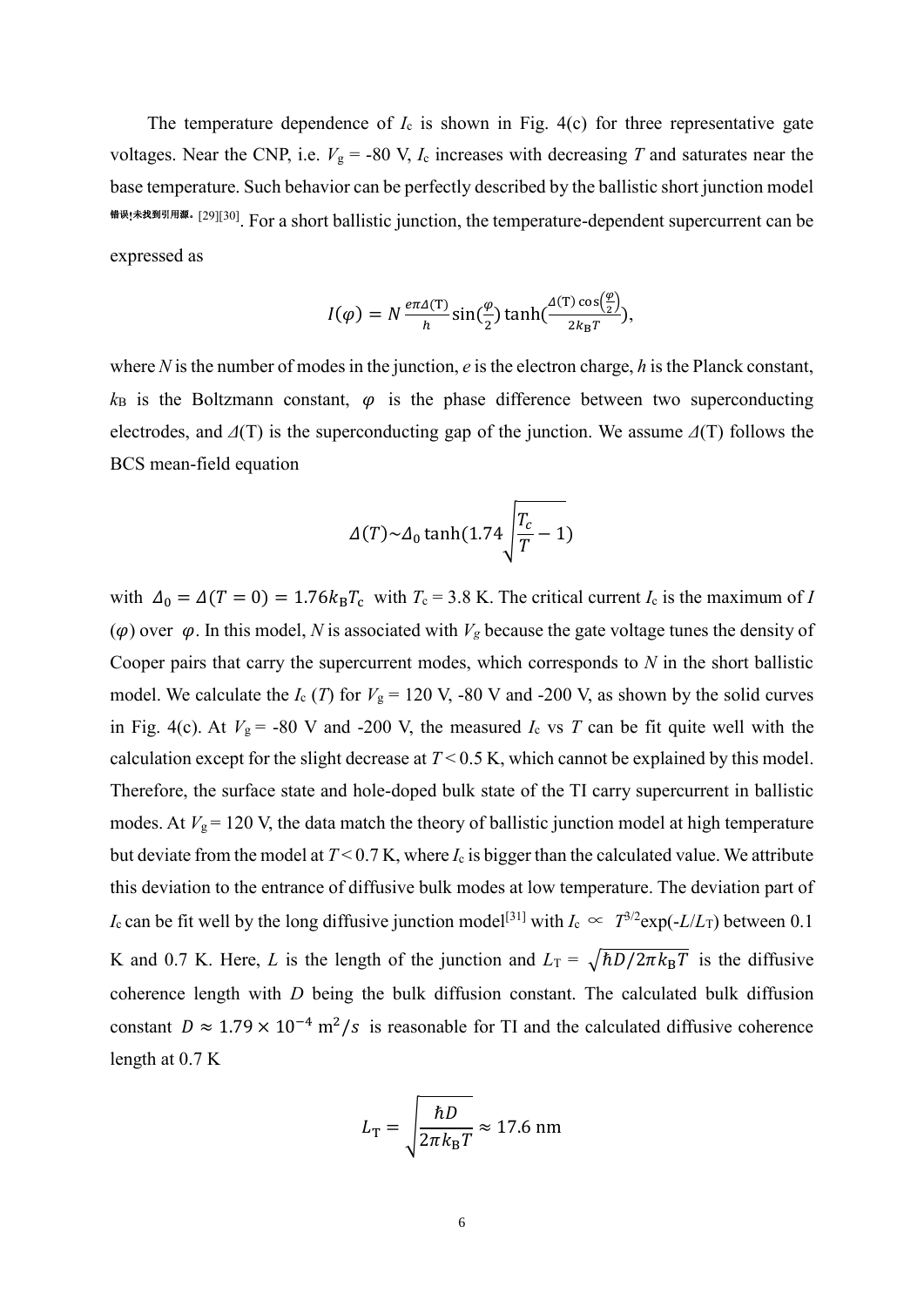The temperature dependence of $I_c$ is shown in Fig. 4(c) for three representative gate voltages. Near the CNP, i.e. $V_g$ = -80 V, $I_c$ increases with decreasing $T$ and saturates near the base temperature. Such behavior can be perfectly described by the ballistic short junction model 错误!未找到引用源。[29][30]. For a short ballistic junction, the temperature-dependent supercurrent can be expressed as

$$I(\varphi) = N\frac{e\pi\Delta(\mathrm{T})}{h}\sin(\frac{\varphi}{2})\tanh(\frac{\Delta(\mathrm{T})\cos(\frac{\varphi}{2})}{2k_\mathrm{B}T}),$$

where $N$ is the number of modes in the junction, $e$ is the electron charge, $h$ is the Planck constant, $k_B$ is the Boltzmann constant, $\varphi$ is the phase difference between two superconducting electrodes, and $\Delta$(T) is the superconducting gap of the junction. We assume $\Delta$(T) follows the BCS mean-field equation

$$\Delta(T) \sim \Delta_0 \tanh(1.74\sqrt{\frac{T_c}{T} - 1})$$

with $\Delta_0 = \Delta(T = 0) = 1.76k_\mathrm{B}T_\mathrm{c}$ with $T_c$ = 3.8 K. The critical current $I_c$ is the maximum of $I(\varphi)$ over $\varphi$. In this model, $N$ is associated with $V_g$ because the gate voltage tunes the density of Cooper pairs that carry the supercurrent modes, which corresponds to $N$ in the short ballistic model. We calculate the $I_c(T)$ for $V_g$ = 120 V, -80 V and -200 V, as shown by the solid curves in Fig. 4(c). At $V_g$ = -80 V and -200 V, the measured $I_c$ vs $T$ can be fit quite well with the calculation except for the slight decrease at $T$ < 0.5 K, which cannot be explained by this model. Therefore, the surface state and hole-doped bulk state of the TI carry supercurrent in ballistic modes. At $V_g$ = 120 V, the data match the theory of ballistic junction model at high temperature but deviate from the model at $T$ < 0.7 K, where $I_c$ is bigger than the calculated value. We attribute this deviation to the entrance of diffusive bulk modes at low temperature. The deviation part of $I_c$ can be fit well by the long diffusive junction model[31] with $I_c \propto T^{3/2}\exp(-L/L_T)$ between 0.1 K and 0.7 K. Here, $L$ is the length of the junction and $L_T = \sqrt{\hbar D/2\pi k_\mathrm{B}T}$ is the diffusive coherence length with $D$ being the bulk diffusion constant. The calculated bulk diffusion constant $D \approx 1.79 \times 10^{-4}\ \mathrm{m^2}/s$ is reasonable for TI and the calculated diffusive coherence length at 0.7 K

$$L_\mathrm{T} = \sqrt{\frac{\hbar D}{2\pi k_\mathrm{B}T}} \approx 17.6\ \mathrm{nm}$$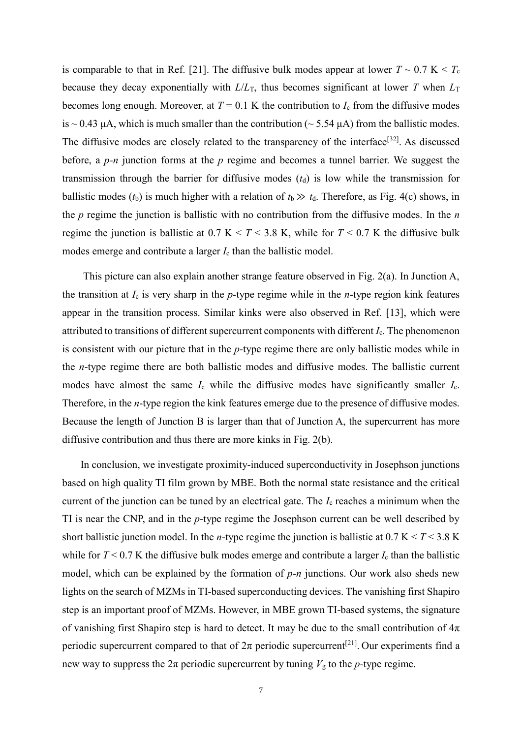is comparable to that in Ref. [21]. The diffusive bulk modes appear at lower $T \sim 0.7$ K $< T_c$ because they decay exponentially with $L/L_T$, thus becomes significant at lower $T$ when $L_T$ becomes long enough. Moreover, at $T = 0.1$ K the contribution to $I_c$ from the diffusive modes is $\sim 0.43$ μA, which is much smaller than the contribution ($\sim 5.54$ μA) from the ballistic modes. The diffusive modes are closely related to the transparency of the interface[32]. As discussed before, a *p*-*n* junction forms at the *p* regime and becomes a tunnel barrier. We suggest the transmission through the barrier for diffusive modes ($t_d$) is low while the transmission for ballistic modes ($t_b$) is much higher with a relation of $t_b \gg t_d$. Therefore, as Fig. 4(c) shows, in the *p* regime the junction is ballistic with no contribution from the diffusive modes. In the *n* regime the junction is ballistic at $0.7 \text{ K} < T < 3.8$ K, while for $T < 0.7$ K the diffusive bulk modes emerge and contribute a larger $I_c$ than the ballistic model.

This picture can also explain another strange feature observed in Fig. 2(a). In Junction A, the transition at $I_c$ is very sharp in the *p*-type regime while in the *n*-type region kink features appear in the transition process. Similar kinks were also observed in Ref. [13], which were attributed to transitions of different supercurrent components with different $I_c$. The phenomenon is consistent with our picture that in the *p*-type regime there are only ballistic modes while in the *n*-type regime there are both ballistic modes and diffusive modes. The ballistic current modes have almost the same $I_c$ while the diffusive modes have significantly smaller $I_c$. Therefore, in the *n*-type region the kink features emerge due to the presence of diffusive modes. Because the length of Junction B is larger than that of Junction A, the supercurrent has more diffusive contribution and thus there are more kinks in Fig. 2(b).

In conclusion, we investigate proximity-induced superconductivity in Josephson junctions based on high quality TI film grown by MBE. Both the normal state resistance and the critical current of the junction can be tuned by an electrical gate. The $I_c$ reaches a minimum when the TI is near the CNP, and in the *p*-type regime the Josephson current can be well described by short ballistic junction model. In the *n*-type regime the junction is ballistic at $0.7 \text{ K} < T < 3.8$ K while for $T < 0.7$ K the diffusive bulk modes emerge and contribute a larger $I_c$ than the ballistic model, which can be explained by the formation of *p*-*n* junctions. Our work also sheds new lights on the search of MZMs in TI-based superconducting devices. The vanishing first Shapiro step is an important proof of MZMs. However, in MBE grown TI-based systems, the signature of vanishing first Shapiro step is hard to detect. It may be due to the small contribution of $4\pi$ periodic supercurrent compared to that of $2\pi$ periodic supercurrent[21]. Our experiments find a new way to suppress the $2\pi$ periodic supercurrent by tuning $V_g$ to the *p*-type regime.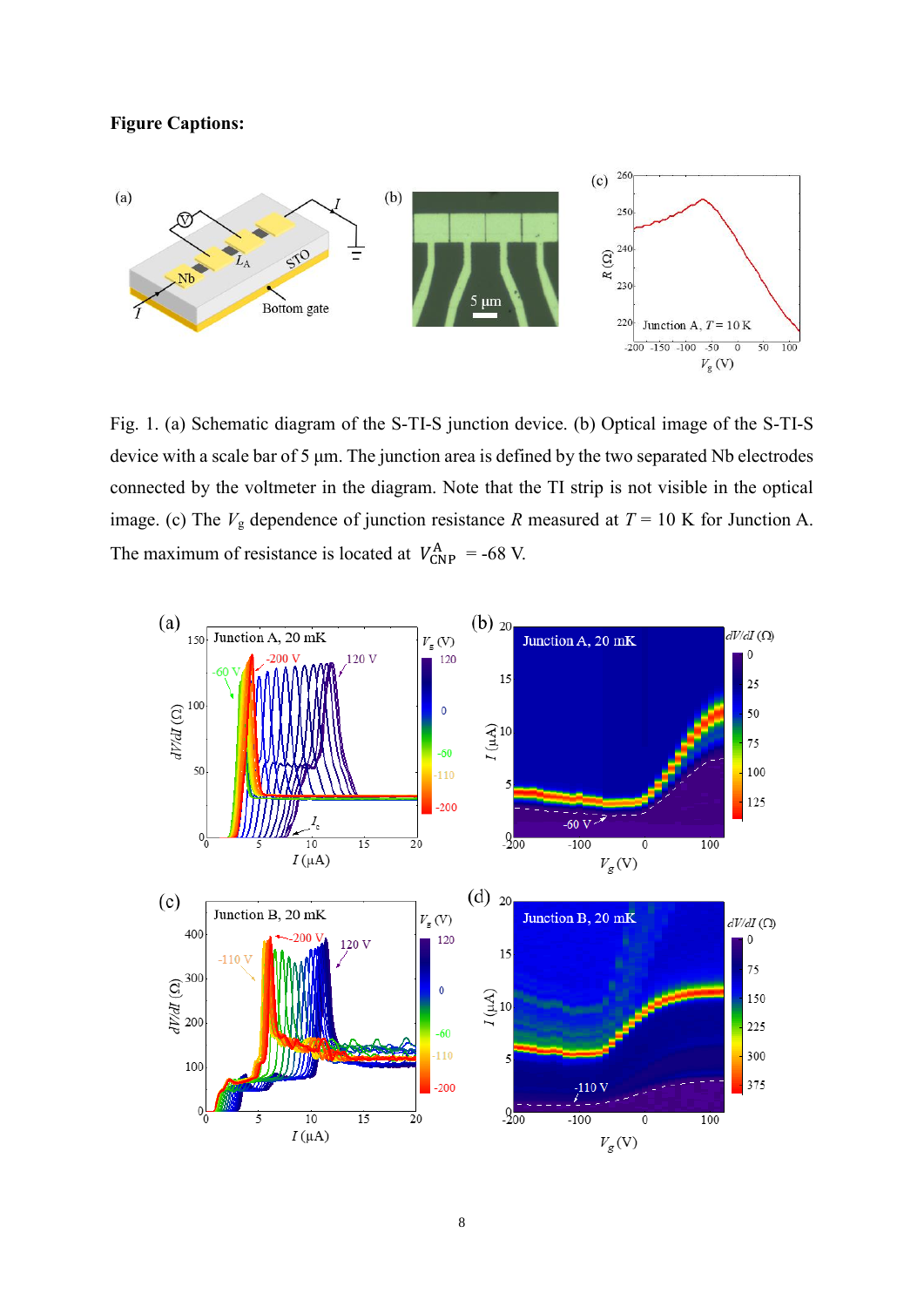**Figure Captions:**

Fig. 1. (a) Schematic diagram of the S-TI-S junction device. (b) Optical image of the S-TI-S device with a scale bar of 5 μm. The junction area is defined by the two separated Nb electrodes connected by the voltmeter in the diagram. Note that the TI strip is not visible in the optical image. (c) The $V_g$ dependence of junction resistance $R$ measured at $T$ = 10 K for Junction A. The maximum of resistance is located at $V_{CNP}^{A}$ = -68 V.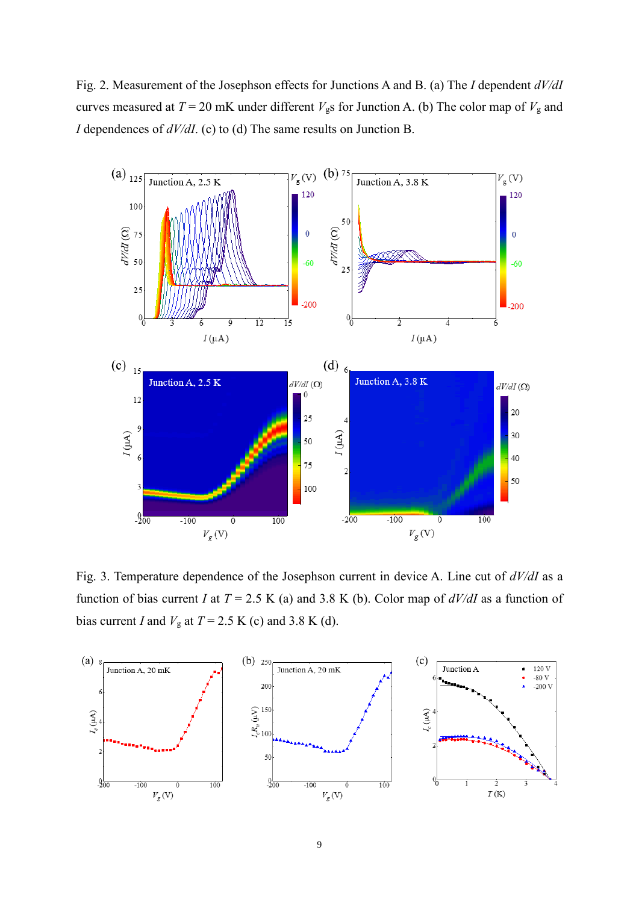Fig. 2. Measurement of the Josephson effects for Junctions A and B. (a) The $I$ dependent $dV/dI$ curves measured at $T$ = 20 mK under different $V_g$s for Junction A. (b) The color map of $V_g$ and $I$ dependences of $dV/dI$. (c) to (d) The same results on Junction B.

Fig. 3. Temperature dependence of the Josephson current in device A. Line cut of $dV/dI$ as a function of bias current $I$ at $T$ = 2.5 K (a) and 3.8 K (b). Color map of $dV/dI$ as a function of bias current $I$ and $V_g$ at $T$ = 2.5 K (c) and 3.8 K (d).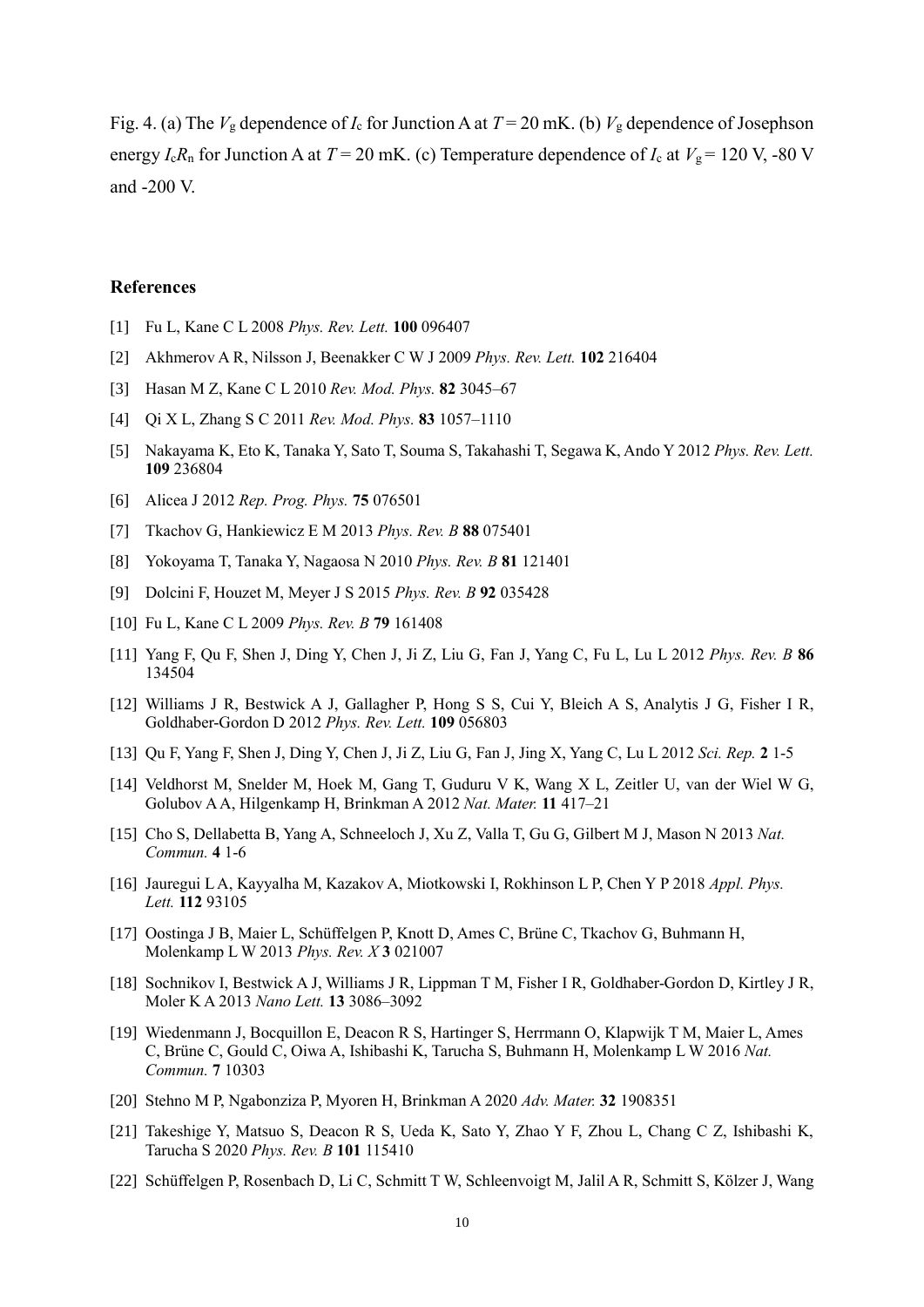Fig. 4. (a) The $V_g$ dependence of $I_c$ for Junction A at $T = 20$ mK. (b) $V_g$ dependence of Josephson energy $I_cR_n$ for Junction A at $T = 20$ mK. (c) Temperature dependence of $I_c$ at $V_g = 120$ V, -80 V and -200 V.

## References

[1] Fu L, Kane C L 2008 *Phys. Rev. Lett.* **100** 096407

[2] Akhmerov A R, Nilsson J, Beenakker C W J 2009 *Phys. Rev. Lett.* **102** 216404

[3] Hasan M Z, Kane C L 2010 *Rev. Mod. Phys.* **82** 3045–67

[4] Qi X L, Zhang S C 2011 *Rev. Mod. Phys.* **83** 1057–1110

[5] Nakayama K, Eto K, Tanaka Y, Sato T, Souma S, Takahashi T, Segawa K, Ando Y 2012 *Phys. Rev. Lett.* **109** 236804

[6] Alicea J 2012 *Rep. Prog. Phys.* **75** 076501

[7] Tkachov G, Hankiewicz E M 2013 *Phys. Rev. B* **88** 075401

[8] Yokoyama T, Tanaka Y, Nagaosa N 2010 *Phys. Rev. B* **81** 121401

[9] Dolcini F, Houzet M, Meyer J S 2015 *Phys. Rev. B* **92** 035428

[10] Fu L, Kane C L 2009 *Phys. Rev. B* **79** 161408

[11] Yang F, Qu F, Shen J, Ding Y, Chen J, Ji Z, Liu G, Fan J, Yang C, Fu L, Lu L 2012 *Phys. Rev. B* **86** 134504

[12] Williams J R, Bestwick A J, Gallagher P, Hong S S, Cui Y, Bleich A S, Analytis J G, Fisher I R, Goldhaber-Gordon D 2012 *Phys. Rev. Lett.* **109** 056803

[13] Qu F, Yang F, Shen J, Ding Y, Chen J, Ji Z, Liu G, Fan J, Jing X, Yang C, Lu L 2012 *Sci. Rep.* **2** 1-5

[14] Veldhorst M, Snelder M, Hoek M, Gang T, Guduru V K, Wang X L, Zeitler U, van der Wiel W G, Golubov A A, Hilgenkamp H, Brinkman A 2012 *Nat. Mater.* **11** 417–21

[15] Cho S, Dellabetta B, Yang A, Schneeloch J, Xu Z, Valla T, Gu G, Gilbert M J, Mason N 2013 *Nat. Commun.* **4** 1-6

[16] Jauregui L A, Kayyalha M, Kazakov A, Miotkowski I, Rokhinson L P, Chen Y P 2018 *Appl. Phys. Lett.* **112** 93105

[17] Oostinga J B, Maier L, Schüffelgen P, Knott D, Ames C, Brüne C, Tkachov G, Buhmann H, Molenkamp L W 2013 *Phys. Rev. X* **3** 021007

[18] Sochnikov I, Bestwick A J, Williams J R, Lippman T M, Fisher I R, Goldhaber-Gordon D, Kirtley J R, Moler K A 2013 *Nano Lett.* **13** 3086–3092

[19] Wiedenmann J, Bocquillon E, Deacon R S, Hartinger S, Herrmann O, Klapwijk T M, Maier L, Ames C, Brüne C, Gould C, Oiwa A, Ishibashi K, Tarucha S, Buhmann H, Molenkamp L W 2016 *Nat. Commun.* **7** 10303

[20] Stehno M P, Ngabonziza P, Myoren H, Brinkman A 2020 *Adv. Mater.* **32** 1908351

[21] Takeshige Y, Matsuo S, Deacon R S, Ueda K, Sato Y, Zhao Y F, Zhou L, Chang C Z, Ishibashi K, Tarucha S 2020 *Phys. Rev. B* **101** 115410

[22] Schüffelgen P, Rosenbach D, Li C, Schmitt T W, Schleenvoigt M, Jalil A R, Schmitt S, Kölzer J, Wang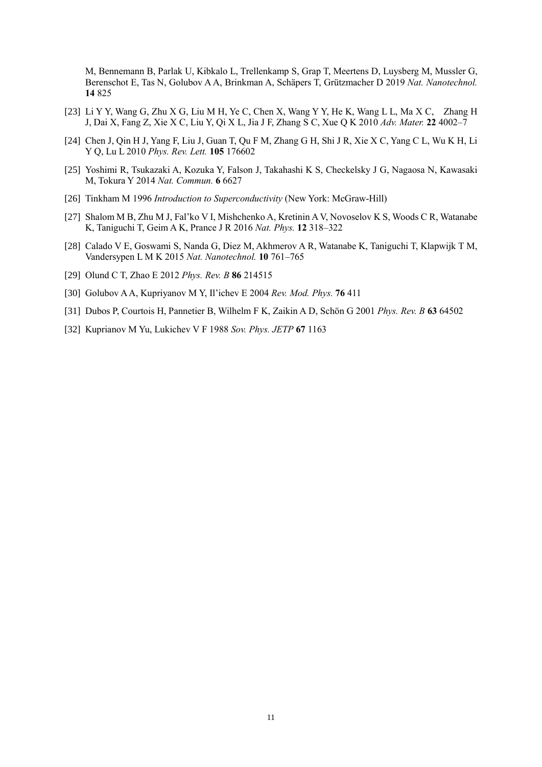M, Bennemann B, Parlak U, Kibkalo L, Trellenkamp S, Grap T, Meertens D, Luysberg M, Mussler G, Berenschot E, Tas N, Golubov A A, Brinkman A, Schäpers T, Grützmacher D 2019 *Nat. Nanotechnol.* **14** 825

[23] Li Y Y, Wang G, Zhu X G, Liu M H, Ye C, Chen X, Wang Y Y, He K, Wang L L, Ma X C, Zhang H J, Dai X, Fang Z, Xie X C, Liu Y, Qi X L, Jia J F, Zhang S C, Xue Q K 2010 *Adv. Mater.* **22** 4002–7

[24] Chen J, Qin H J, Yang F, Liu J, Guan T, Qu F M, Zhang G H, Shi J R, Xie X C, Yang C L, Wu K H, Li Y Q, Lu L 2010 *Phys. Rev. Lett.* **105** 176602

[25] Yoshimi R, Tsukazaki A, Kozuka Y, Falson J, Takahashi K S, Checkelsky J G, Nagaosa N, Kawasaki M, Tokura Y 2014 *Nat. Commun.* **6** 6627

[26] Tinkham M 1996 *Introduction to Superconductivity* (New York: McGraw-Hill)

[27] Shalom M B, Zhu M J, Fal'ko V I, Mishchenko A, Kretinin A V, Novoselov K S, Woods C R, Watanabe K, Taniguchi T, Geim A K, Prance J R 2016 *Nat. Phys.* **12** 318–322

[28] Calado V E, Goswami S, Nanda G, Diez M, Akhmerov A R, Watanabe K, Taniguchi T, Klapwijk T M, Vandersypen L M K 2015 *Nat. Nanotechnol.* **10** 761–765

[29] Olund C T, Zhao E 2012 *Phys. Rev. B* **86** 214515

[30] Golubov A A, Kupriyanov M Y, Il'ichev E 2004 *Rev. Mod. Phys.* **76** 411

[31] Dubos P, Courtois H, Pannetier B, Wilhelm F K, Zaikin A D, Schön G 2001 *Phys. Rev. B* **63** 64502

[32] Kuprianov M Yu, Lukichev V F 1988 *Sov. Phys. JETP* **67** 1163